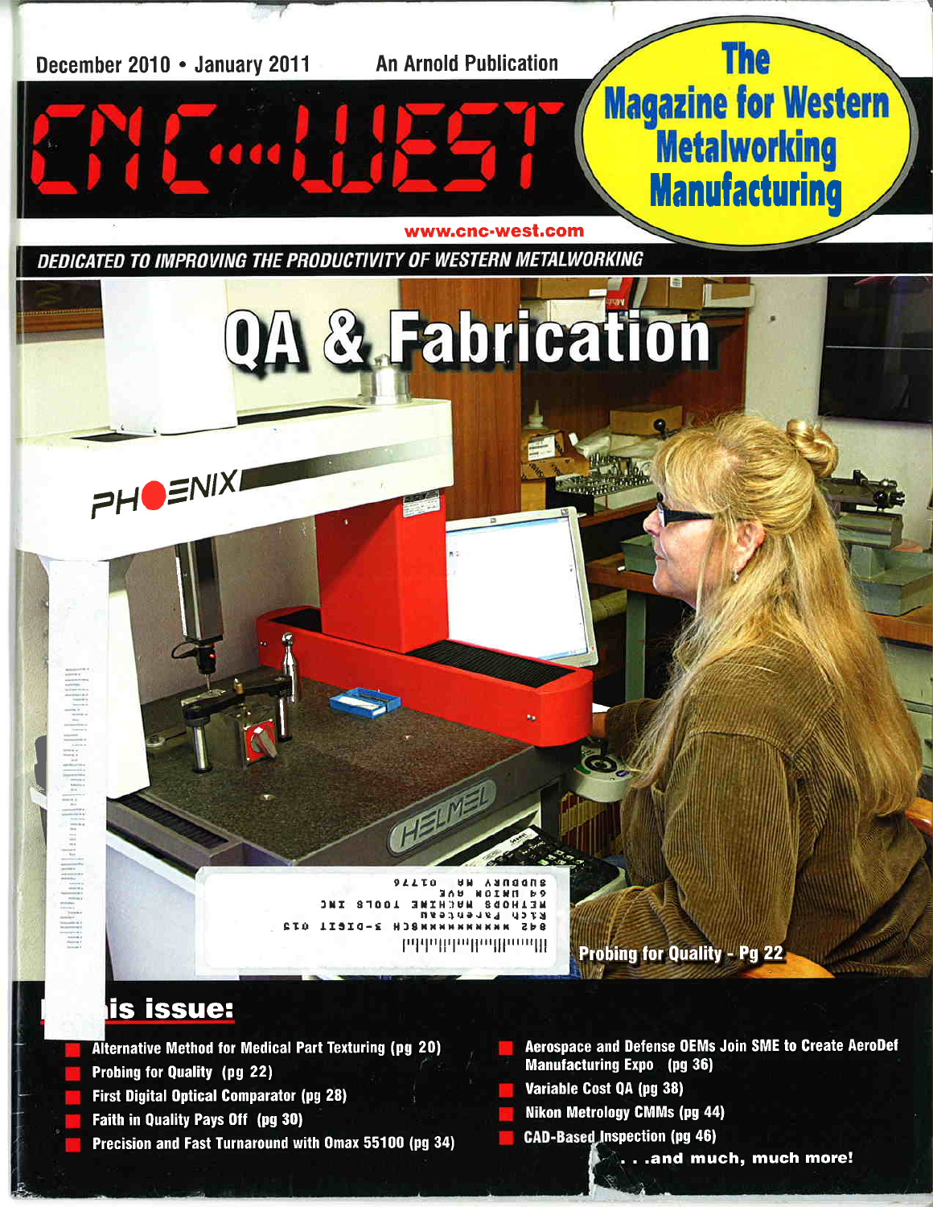December 2010 • January 2011

An Arnold Publication

# CNC•WEST

**The Magazine for Western Metalworking Manufacturing**

www.cnc-west.com

*DEDICATED TO IMPROVING THE PRODUCTIVITY OF WESTERN METALWORKING*

## QA & Fabrication

Probing for Quality - Pg 22

## In this issue:

- Alternative Method for Medical Part Texturing (pg 20)
- Probing for Quality (pg 22)
- First Digital Optical Comparator (pg 28)
- Faith in Quality Pays Off (pg 30)
- Precision and Fast Turnaround with Omax 55100 (pg 34)
- Aerospace and Defense OEMs Join SME to Create AeroDef Manufacturing Expo (pg 36)
- Variable Cost QA (pg 38)
- Nikon Metrology CMMs (pg 44)
- CAD-Based Inspection (pg 46)

. . .and much, much more!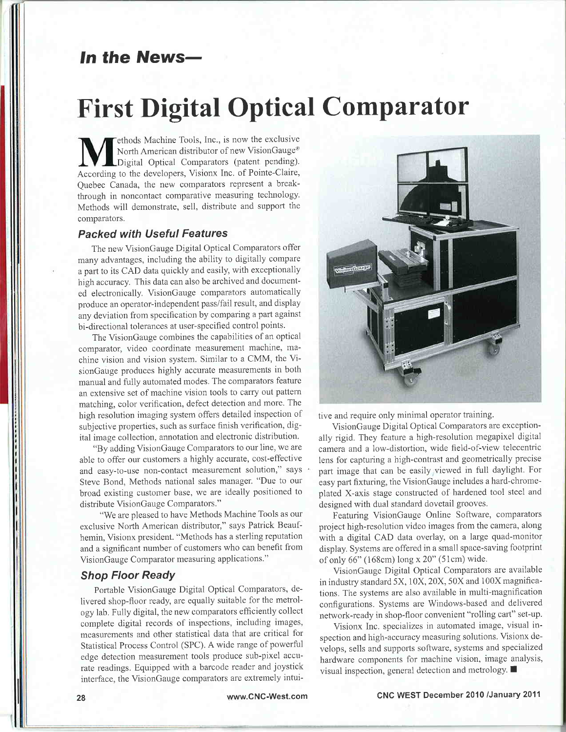## In the News—

# First Digital Optical Comparator

Methods Machine Tools, Inc., is now the exclusive North American distributor of new VisionGauge® Digital Optical Comparators (patent pending). According to the developers, Visionx Inc. of Pointe-Claire, Quebec Canada, the new comparators represent a breakthrough in noncontact comparative measuring technology. Methods will demonstrate, sell, distribute and support the comparators.

### Packed with Useful Features

The new VisionGauge Digital Optical Comparators offer many advantages, including the ability to digitally compare a part to its CAD data quickly and easily, with exceptionally high accuracy. This data can also be archived and documented electronically. VisionGauge comparators automatically produce an operator-independent pass/fail result, and display any deviation from specification by comparing a part against bi-directional tolerances at user-specified control points.

The VisionGauge combines the capabilities of an optical comparator, video coordinate measurement machine, machine vision and vision system. Similar to a CMM, the VisionGauge produces highly accurate measurements in both manual and fully automated modes. The comparators feature an extensive set of machine vision tools to carry out pattern matching, color verification, defect detection and more. The high resolution imaging system offers detailed inspection of subjective properties, such as surface finish verification, digital image collection, annotation and electronic distribution.

"By adding VisionGauge Comparators to our line, we are able to offer our customers a highly accurate, cost-effective and easy-to-use non-contact measurement solution," says Steve Bond, Methods national sales manager. "Due to our broad existing customer base, we are ideally positioned to distribute VisionGauge Comparators."

"We are pleased to have Methods Machine Tools as our exclusive North American distributor," says Patrick Beaufhemin, Visionx president. "Methods has a sterling reputation and a significant number of customers who can benefit from VisionGauge Comparator measuring applications."

### Shop Floor Ready

Portable VisionGauge Digital Optical Comparators, delivered shop-floor ready, are equally suitable for the metrology lab. Fully digital, the new comparators efficiently collect complete digital records of inspections, including images, measurements and other statistical data that are critical for Statistical Process Control (SPC). A wide range of powerful edge detection measurement tools produce sub-pixel accurate readings. Equipped with a barcode reader and joystick interface, the VisionGauge comparators are extremely intuitive and require only minimal operator training.

VisionGauge Digital Optical Comparators are exceptionally rigid. They feature a high-resolution megapixel digital camera and a low-distortion, wide field-of-view telecentric lens for capturing a high-contrast and geometrically precise part image that can be easily viewed in full daylight. For easy part fixturing, the VisionGauge includes a hard-chrome-plated X-axis stage constructed of hardened tool steel and designed with dual standard dovetail grooves.

Featuring VisionGauge Online Software, comparators project high-resolution video images from the camera, along with a digital CAD data overlay, on a large quad-monitor display. Systems are offered in a small space-saving footprint of only 66" (168cm) long x 20" (51cm) wide.

VisionGauge Digital Optical Comparators are available in industry standard 5X, 10X, 20X, 50X and 100X magnifications. The systems are also available in multi-magnification configurations. Systems are Windows-based and delivered network-ready in shop-floor convenient "rolling cart" set-up.

Visionx Inc. specializes in automated image, visual inspection and high-accuracy measuring solutions. Visionx develops, sells and supports software, systems and specialized hardware components for machine vision, image analysis, visual inspection, general detection and metrology. ■